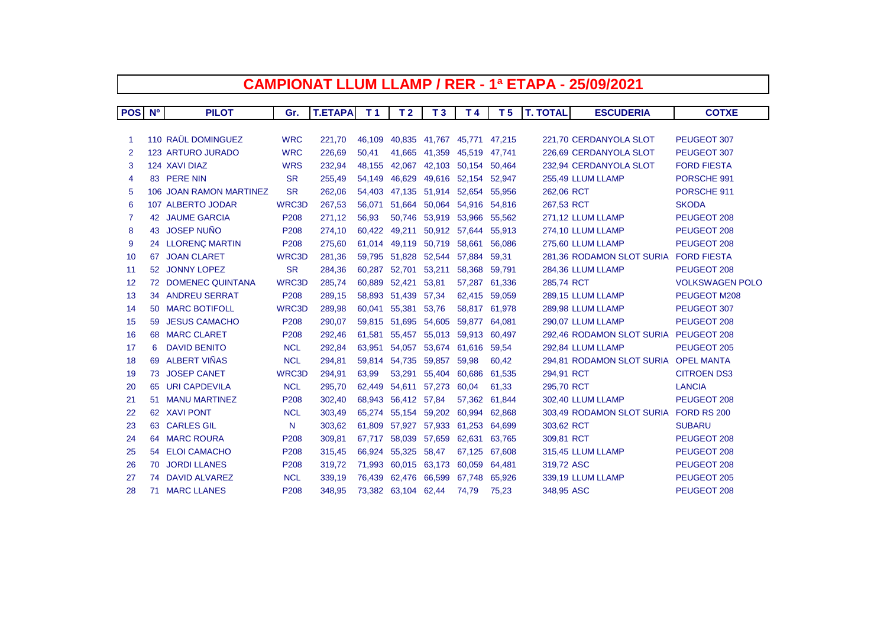# CAMPIONAT LLUM LLAMP / RER - 1ª ETAPA - 25/09/2021

| POS | Nº | PILOT | Gr. | T.ETAPA | T 1 | T 2 | T 3 | T 4 | T 5 | T. TOTAL | ESCUDERIA | COTXE |
|---|---|---|---|---|---|---|---|---|---|---|---|---|
| 1 | 110 | RAÜL DOMINGUEZ | WRC | 221,70 | 46,109 | 40,835 | 41,767 | 45,771 | 47,215 | 221,70 | CERDANYOLA SLOT | PEUGEOT 307 |
| 2 | 123 | ARTURO JURADO | WRC | 226,69 | 50,41 | 41,665 | 41,359 | 45,519 | 47,741 | 226,69 | CERDANYOLA SLOT | PEUGEOT 307 |
| 3 | 124 | XAVI DIAZ | WRS | 232,94 | 48,155 | 42,067 | 42,103 | 50,154 | 50,464 | 232,94 | CERDANYOLA SLOT | FORD FIESTA |
| 4 | 83 | PERE NIN | SR | 255,49 | 54,149 | 46,629 | 49,616 | 52,154 | 52,947 | 255,49 | LLUM LLAMP | PORSCHE 991 |
| 5 | 106 | JOAN RAMON MARTINEZ | SR | 262,06 | 54,403 | 47,135 | 51,914 | 52,654 | 55,956 | 262,06 | RCT | PORSCHE 911 |
| 6 | 107 | ALBERTO JODAR | WRC3D | 267,53 | 56,071 | 51,664 | 50,064 | 54,916 | 54,816 | 267,53 | RCT | SKODA |
| 7 | 42 | JAUME GARCIA | P208 | 271,12 | 56,93 | 50,746 | 53,919 | 53,966 | 55,562 | 271,12 | LLUM LLAMP | PEUGEOT 208 |
| 8 | 43 | JOSEP NUÑO | P208 | 274,10 | 60,422 | 49,211 | 50,912 | 57,644 | 55,913 | 274,10 | LLUM LLAMP | PEUGEOT 208 |
| 9 | 24 | LLORENÇ MARTIN | P208 | 275,60 | 61,014 | 49,119 | 50,719 | 58,661 | 56,086 | 275,60 | LLUM LLAMP | PEUGEOT 208 |
| 10 | 67 | JOAN CLARET | WRC3D | 281,36 | 59,795 | 51,828 | 52,544 | 57,884 | 59,31 | 281,36 | RODAMON SLOT SURIA | FORD FIESTA |
| 11 | 52 | JONNY LOPEZ | SR | 284,36 | 60,287 | 52,701 | 53,211 | 58,368 | 59,791 | 284,36 | LLUM LLAMP | PEUGEOT 208 |
| 12 | 72 | DOMENEC QUINTANA | WRC3D | 285,74 | 60,889 | 52,421 | 53,81 | 57,287 | 61,336 | 285,74 | RCT | VOLKSWAGEN POLO |
| 13 | 34 | ANDREU SERRAT | P208 | 289,15 | 58,893 | 51,439 | 57,34 | 62,415 | 59,059 | 289,15 | LLUM LLAMP | PEUGEOT M208 |
| 14 | 50 | MARC BOTIFOLL | WRC3D | 289,98 | 60,041 | 55,381 | 53,76 | 58,817 | 61,978 | 289,98 | LLUM LLAMP | PEUGEOT 307 |
| 15 | 59 | JESUS CAMACHO | P208 | 290,07 | 59,815 | 51,695 | 54,605 | 59,877 | 64,081 | 290,07 | LLUM LLAMP | PEUGEOT 208 |
| 16 | 68 | MARC CLARET | P208 | 292,46 | 61,581 | 55,457 | 55,013 | 59,913 | 60,497 | 292,46 | RODAMON SLOT SURIA | PEUGEOT 208 |
| 17 | 6 | DAVID BENITO | NCL | 292,84 | 63,951 | 54,057 | 53,674 | 61,616 | 59,54 | 292,84 | LLUM LLAMP | PEUGEOT 205 |
| 18 | 69 | ALBERT VIÑAS | NCL | 294,81 | 59,814 | 54,735 | 59,857 | 59,98 | 60,42 | 294,81 | RODAMON SLOT SURIA | OPEL MANTA |
| 19 | 73 | JOSEP CANET | WRC3D | 294,91 | 63,99 | 53,291 | 55,404 | 60,686 | 61,535 | 294,91 | RCT | CITROEN DS3 |
| 20 | 65 | URI CAPDEVILA | NCL | 295,70 | 62,449 | 54,611 | 57,273 | 60,04 | 61,33 | 295,70 | RCT | LANCIA |
| 21 | 51 | MANU MARTINEZ | P208 | 302,40 | 68,943 | 56,412 | 57,84 | 57,362 | 61,844 | 302,40 | LLUM LLAMP | PEUGEOT 208 |
| 22 | 62 | XAVI PONT | NCL | 303,49 | 65,274 | 55,154 | 59,202 | 60,994 | 62,868 | 303,49 | RODAMON SLOT SURIA | FORD RS 200 |
| 23 | 63 | CARLES GIL | N | 303,62 | 61,809 | 57,927 | 57,933 | 61,253 | 64,699 | 303,62 | RCT | SUBARU |
| 24 | 64 | MARC ROURA | P208 | 309,81 | 67,717 | 58,039 | 57,659 | 62,631 | 63,765 | 309,81 | RCT | PEUGEOT 208 |
| 25 | 54 | ELOI CAMACHO | P208 | 315,45 | 66,924 | 55,325 | 58,47 | 67,125 | 67,608 | 315,45 | LLUM LLAMP | PEUGEOT 208 |
| 26 | 70 | JORDI LLANES | P208 | 319,72 | 71,993 | 60,015 | 63,173 | 60,059 | 64,481 | 319,72 | ASC | PEUGEOT 208 |
| 27 | 74 | DAVID ALVAREZ | NCL | 339,19 | 76,439 | 62,476 | 66,599 | 67,748 | 65,926 | 339,19 | LLUM LLAMP | PEUGEOT 205 |
| 28 | 71 | MARC LLANES | P208 | 348,95 | 73,382 | 63,104 | 62,44 | 74,79 | 75,23 | 348,95 | ASC | PEUGEOT 208 |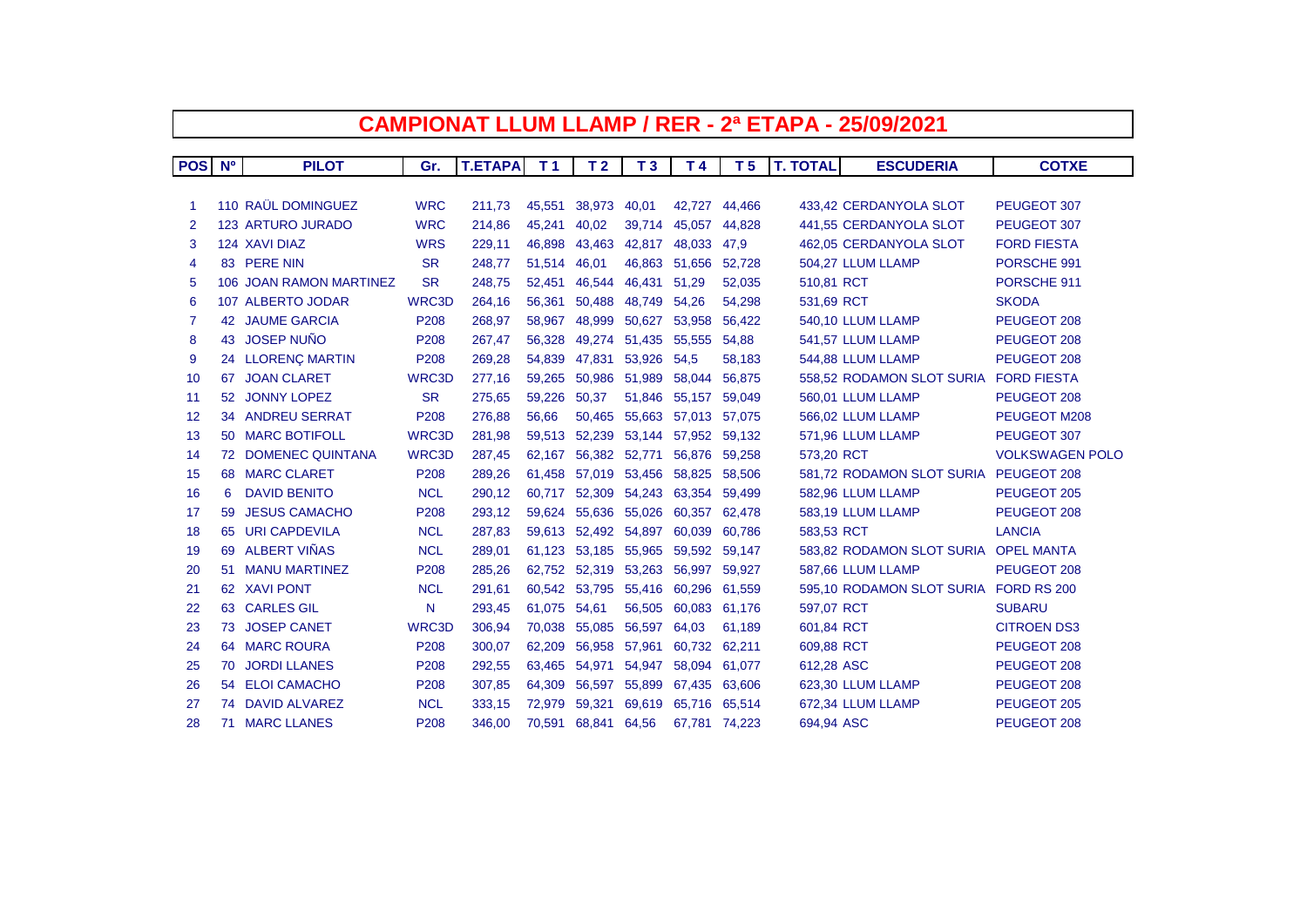# CAMPIONAT LLUM LLAMP / RER - 2ª ETAPA - 25/09/2021

| POS | Nº | PILOT | Gr. | T.ETAPA | T 1 | T 2 | T 3 | T 4 | T 5 | T. TOTAL | ESCUDERIA | COTXE |
|---|---|---|---|---|---|---|---|---|---|---|---|---|
| 1 | 110 | RAÜL DOMINGUEZ | WRC | 211,73 | 45,551 | 38,973 | 40,01 | 42,727 | 44,466 | 433,42 | CERDANYOLA SLOT | PEUGEOT 307 |
| 2 | 123 | ARTURO JURADO | WRC | 214,86 | 45,241 | 40,02 | 39,714 | 45,057 | 44,828 | 441,55 | CERDANYOLA SLOT | PEUGEOT 307 |
| 3 | 124 | XAVI DIAZ | WRS | 229,11 | 46,898 | 43,463 | 42,817 | 48,033 | 47,9 | 462,05 | CERDANYOLA SLOT | FORD FIESTA |
| 4 | 83 | PERE NIN | SR | 248,77 | 51,514 | 46,01 | 46,863 | 51,656 | 52,728 | 504,27 | LLUM LLAMP | PORSCHE 991 |
| 5 | 106 | JOAN RAMON MARTINEZ | SR | 248,75 | 52,451 | 46,544 | 46,431 | 51,29 | 52,035 | 510,81 | RCT | PORSCHE 911 |
| 6 | 107 | ALBERTO JODAR | WRC3D | 264,16 | 56,361 | 50,488 | 48,749 | 54,26 | 54,298 | 531,69 | RCT | SKODA |
| 7 | 42 | JAUME GARCIA | P208 | 268,97 | 58,967 | 48,999 | 50,627 | 53,958 | 56,422 | 540,10 | LLUM LLAMP | PEUGEOT 208 |
| 8 | 43 | JOSEP NUÑO | P208 | 267,47 | 56,328 | 49,274 | 51,435 | 55,555 | 54,88 | 541,57 | LLUM LLAMP | PEUGEOT 208 |
| 9 | 24 | LLORENÇ MARTIN | P208 | 269,28 | 54,839 | 47,831 | 53,926 | 54,5 | 58,183 | 544,88 | LLUM LLAMP | PEUGEOT 208 |
| 10 | 67 | JOAN CLARET | WRC3D | 277,16 | 59,265 | 50,986 | 51,989 | 58,044 | 56,875 | 558,52 | RODAMON SLOT SURIA | FORD FIESTA |
| 11 | 52 | JONNY LOPEZ | SR | 275,65 | 59,226 | 50,37 | 51,846 | 55,157 | 59,049 | 560,01 | LLUM LLAMP | PEUGEOT 208 |
| 12 | 34 | ANDREU SERRAT | P208 | 276,88 | 56,66 | 50,465 | 55,663 | 57,013 | 57,075 | 566,02 | LLUM LLAMP | PEUGEOT M208 |
| 13 | 50 | MARC BOTIFOLL | WRC3D | 281,98 | 59,513 | 52,239 | 53,144 | 57,952 | 59,132 | 571,96 | LLUM LLAMP | PEUGEOT 307 |
| 14 | 72 | DOMENEC QUINTANA | WRC3D | 287,45 | 62,167 | 56,382 | 52,771 | 56,876 | 59,258 | 573,20 | RCT | VOLKSWAGEN POLO |
| 15 | 68 | MARC CLARET | P208 | 289,26 | 61,458 | 57,019 | 53,456 | 58,825 | 58,506 | 581,72 | RODAMON SLOT SURIA | PEUGEOT 208 |
| 16 | 6 | DAVID BENITO | NCL | 290,12 | 60,717 | 52,309 | 54,243 | 63,354 | 59,499 | 582,96 | LLUM LLAMP | PEUGEOT 205 |
| 17 | 59 | JESUS CAMACHO | P208 | 293,12 | 59,624 | 55,636 | 55,026 | 60,357 | 62,478 | 583,19 | LLUM LLAMP | PEUGEOT 208 |
| 18 | 65 | URI CAPDEVILA | NCL | 287,83 | 59,613 | 52,492 | 54,897 | 60,039 | 60,786 | 583,53 | RCT | LANCIA |
| 19 | 69 | ALBERT VIÑAS | NCL | 289,01 | 61,123 | 53,185 | 55,965 | 59,592 | 59,147 | 583,82 | RODAMON SLOT SURIA | OPEL MANTA |
| 20 | 51 | MANU MARTINEZ | P208 | 285,26 | 62,752 | 52,319 | 53,263 | 56,997 | 59,927 | 587,66 | LLUM LLAMP | PEUGEOT 208 |
| 21 | 62 | XAVI PONT | NCL | 291,61 | 60,542 | 53,795 | 55,416 | 60,296 | 61,559 | 595,10 | RODAMON SLOT SURIA | FORD RS 200 |
| 22 | 63 | CARLES GIL | N | 293,45 | 61,075 | 54,61 | 56,505 | 60,083 | 61,176 | 597,07 | RCT | SUBARU |
| 23 | 73 | JOSEP CANET | WRC3D | 306,94 | 70,038 | 55,085 | 56,597 | 64,03 | 61,189 | 601,84 | RCT | CITROEN DS3 |
| 24 | 64 | MARC ROURA | P208 | 300,07 | 62,209 | 56,958 | 57,961 | 60,732 | 62,211 | 609,88 | RCT | PEUGEOT 208 |
| 25 | 70 | JORDI LLANES | P208 | 292,55 | 63,465 | 54,971 | 54,947 | 58,094 | 61,077 | 612,28 | ASC | PEUGEOT 208 |
| 26 | 54 | ELOI CAMACHO | P208 | 307,85 | 64,309 | 56,597 | 55,899 | 67,435 | 63,606 | 623,30 | LLUM LLAMP | PEUGEOT 208 |
| 27 | 74 | DAVID ALVAREZ | NCL | 333,15 | 72,979 | 59,321 | 69,619 | 65,716 | 65,514 | 672,34 | LLUM LLAMP | PEUGEOT 205 |
| 28 | 71 | MARC LLANES | P208 | 346,00 | 70,591 | 68,841 | 64,56 | 67,781 | 74,223 | 694,94 | ASC | PEUGEOT 208 |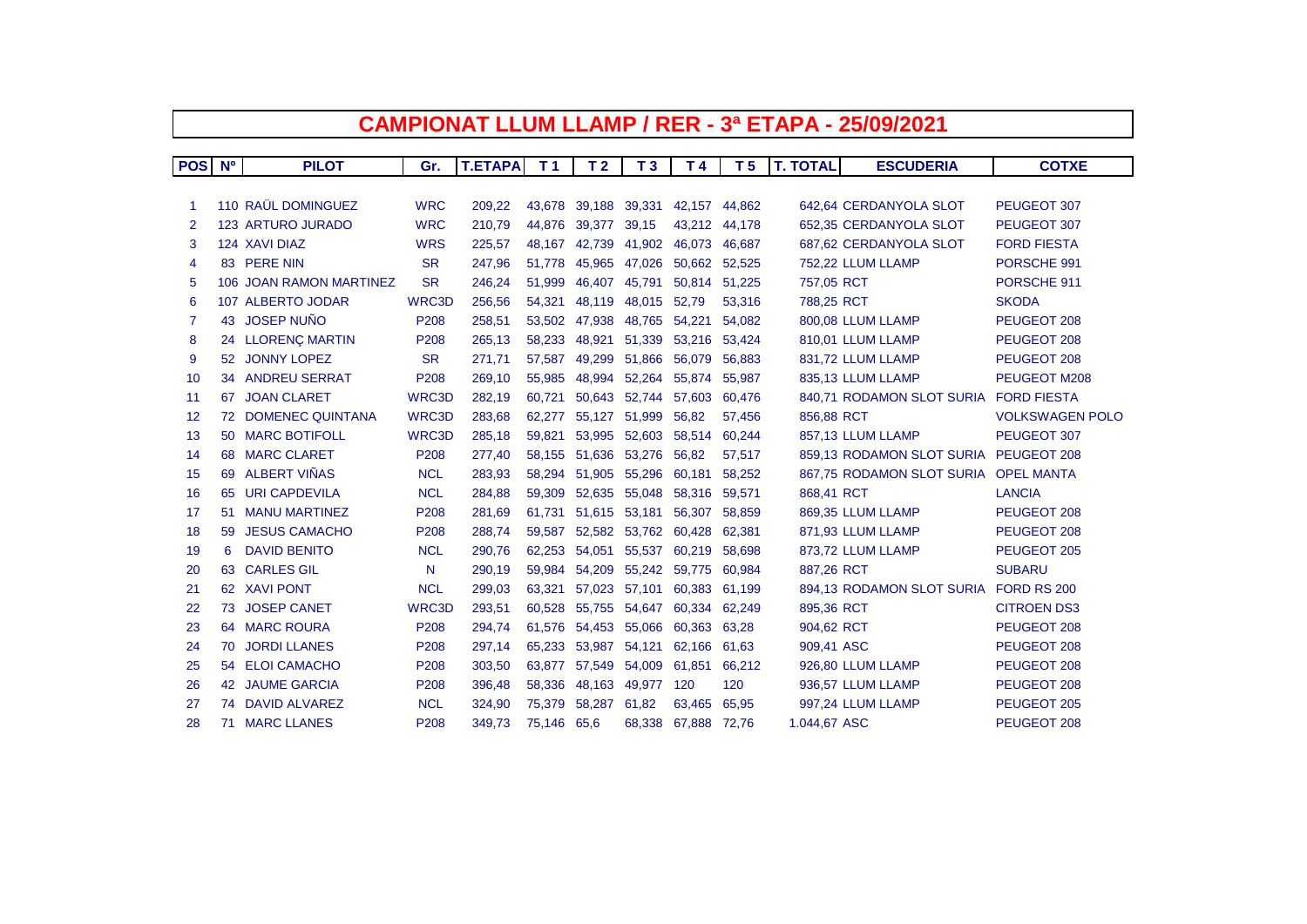# CAMPIONAT LLUM LLAMP / RER - 3ª ETAPA - 25/09/2021

| POS | Nº | PILOT | Gr. | T.ETAPA | T 1 | T 2 | T 3 | T 4 | T 5 | T. TOTAL | ESCUDERIA | COTXE |
|---|---|---|---|---|---|---|---|---|---|---|---|---|
| 1 | 110 | RAÜL DOMINGUEZ | WRC | 209,22 | 43,678 | 39,188 | 39,331 | 42,157 | 44,862 | 642,64 | CERDANYOLA SLOT | PEUGEOT 307 |
| 2 | 123 | ARTURO JURADO | WRC | 210,79 | 44,876 | 39,377 | 39,15 | 43,212 | 44,178 | 652,35 | CERDANYOLA SLOT | PEUGEOT 307 |
| 3 | 124 | XAVI DIAZ | WRS | 225,57 | 48,167 | 42,739 | 41,902 | 46,073 | 46,687 | 687,62 | CERDANYOLA SLOT | FORD FIESTA |
| 4 | 83 | PERE NIN | SR | 247,96 | 51,778 | 45,965 | 47,026 | 50,662 | 52,525 | 752,22 | LLUM LLAMP | PORSCHE 991 |
| 5 | 106 | JOAN RAMON MARTINEZ | SR | 246,24 | 51,999 | 46,407 | 45,791 | 50,814 | 51,225 | 757,05 | RCT | PORSCHE 911 |
| 6 | 107 | ALBERTO JODAR | WRC3D | 256,56 | 54,321 | 48,119 | 48,015 | 52,79 | 53,316 | 788,25 | RCT | SKODA |
| 7 | 43 | JOSEP NUÑO | P208 | 258,51 | 53,502 | 47,938 | 48,765 | 54,221 | 54,082 | 800,08 | LLUM LLAMP | PEUGEOT 208 |
| 8 | 24 | LLORENÇ MARTIN | P208 | 265,13 | 58,233 | 48,921 | 51,339 | 53,216 | 53,424 | 810,01 | LLUM LLAMP | PEUGEOT 208 |
| 9 | 52 | JONNY LOPEZ | SR | 271,71 | 57,587 | 49,299 | 51,866 | 56,079 | 56,883 | 831,72 | LLUM LLAMP | PEUGEOT 208 |
| 10 | 34 | ANDREU SERRAT | P208 | 269,10 | 55,985 | 48,994 | 52,264 | 55,874 | 55,987 | 835,13 | LLUM LLAMP | PEUGEOT M208 |
| 11 | 67 | JOAN CLARET | WRC3D | 282,19 | 60,721 | 50,643 | 52,744 | 57,603 | 60,476 | 840,71 | RODAMON SLOT SURIA | FORD FIESTA |
| 12 | 72 | DOMENEC QUINTANA | WRC3D | 283,68 | 62,277 | 55,127 | 51,999 | 56,82 | 57,456 | 856,88 | RCT | VOLKSWAGEN POLO |
| 13 | 50 | MARC BOTIFOLL | WRC3D | 285,18 | 59,821 | 53,995 | 52,603 | 58,514 | 60,244 | 857,13 | LLUM LLAMP | PEUGEOT 307 |
| 14 | 68 | MARC CLARET | P208 | 277,40 | 58,155 | 51,636 | 53,276 | 56,82 | 57,517 | 859,13 | RODAMON SLOT SURIA | PEUGEOT 208 |
| 15 | 69 | ALBERT VIÑAS | NCL | 283,93 | 58,294 | 51,905 | 55,296 | 60,181 | 58,252 | 867,75 | RODAMON SLOT SURIA | OPEL MANTA |
| 16 | 65 | URI CAPDEVILA | NCL | 284,88 | 59,309 | 52,635 | 55,048 | 58,316 | 59,571 | 868,41 | RCT | LANCIA |
| 17 | 51 | MANU MARTINEZ | P208 | 281,69 | 61,731 | 51,615 | 53,181 | 56,307 | 58,859 | 869,35 | LLUM LLAMP | PEUGEOT 208 |
| 18 | 59 | JESUS CAMACHO | P208 | 288,74 | 59,587 | 52,582 | 53,762 | 60,428 | 62,381 | 871,93 | LLUM LLAMP | PEUGEOT 208 |
| 19 | 6 | DAVID BENITO | NCL | 290,76 | 62,253 | 54,051 | 55,537 | 60,219 | 58,698 | 873,72 | LLUM LLAMP | PEUGEOT 205 |
| 20 | 63 | CARLES GIL | N | 290,19 | 59,984 | 54,209 | 55,242 | 59,775 | 60,984 | 887,26 | RCT | SUBARU |
| 21 | 62 | XAVI PONT | NCL | 299,03 | 63,321 | 57,023 | 57,101 | 60,383 | 61,199 | 894,13 | RODAMON SLOT SURIA | FORD RS 200 |
| 22 | 73 | JOSEP CANET | WRC3D | 293,51 | 60,528 | 55,755 | 54,647 | 60,334 | 62,249 | 895,36 | RCT | CITROEN DS3 |
| 23 | 64 | MARC ROURA | P208 | 294,74 | 61,576 | 54,453 | 55,066 | 60,363 | 63,28 | 904,62 | RCT | PEUGEOT 208 |
| 24 | 70 | JORDI LLANES | P208 | 297,14 | 65,233 | 53,987 | 54,121 | 62,166 | 61,63 | 909,41 | ASC | PEUGEOT 208 |
| 25 | 54 | ELOI CAMACHO | P208 | 303,50 | 63,877 | 57,549 | 54,009 | 61,851 | 66,212 | 926,80 | LLUM LLAMP | PEUGEOT 208 |
| 26 | 42 | JAUME GARCIA | P208 | 396,48 | 58,336 | 48,163 | 49,977 | 120 | 120 | 936,57 | LLUM LLAMP | PEUGEOT 208 |
| 27 | 74 | DAVID ALVAREZ | NCL | 324,90 | 75,379 | 58,287 | 61,82 | 63,465 | 65,95 | 997,24 | LLUM LLAMP | PEUGEOT 205 |
| 28 | 71 | MARC LLANES | P208 | 349,73 | 75,146 | 65,6 | 68,338 | 67,888 | 72,76 | 1.044,67 | ASC | PEUGEOT 208 |